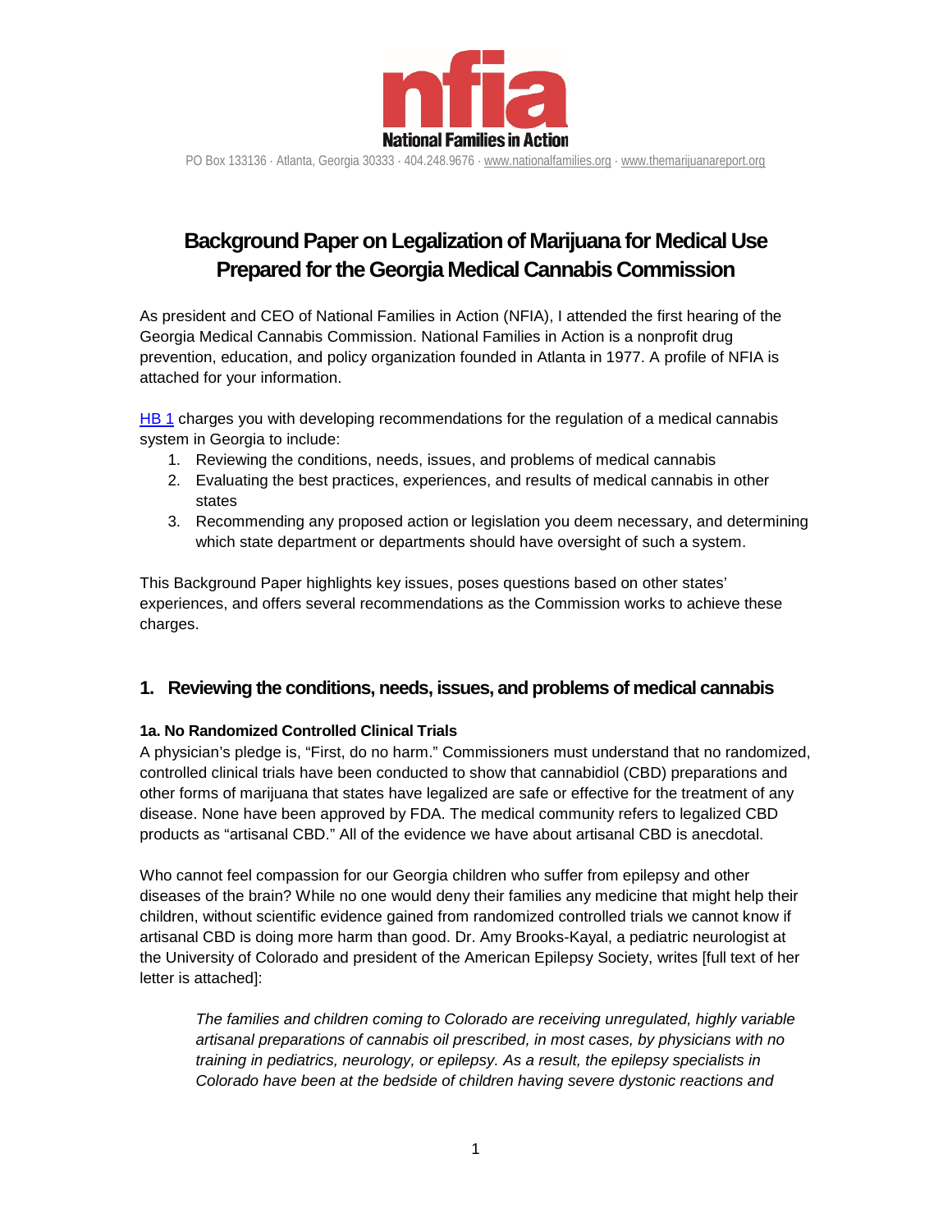**National Families in Action**

PO Box 133136 · Atlanta, Georgia 30333 · 404.248.9676 · www.nationalfamilies.org · www.themarijuanareport.org

# Background Paper on Legalization of Marijuana for Medical Use Prepared for the Georgia Medical Cannabis Commission

As president and CEO of National Families in Action (NFIA), I attended the first hearing of the Georgia Medical Cannabis Commission. National Families in Action is a nonprofit drug prevention, education, and policy organization founded in Atlanta in 1977. A profile of NFIA is attached for your information.

HB 1 charges you with developing recommendations for the regulation of a medical cannabis system in Georgia to include:

1. Reviewing the conditions, needs, issues, and problems of medical cannabis
2. Evaluating the best practices, experiences, and results of medical cannabis in other states
3. Recommending any proposed action or legislation you deem necessary, and determining which state department or departments should have oversight of such a system.

This Background Paper highlights key issues, poses questions based on other states' experiences, and offers several recommendations as the Commission works to achieve these charges.

## 1. Reviewing the conditions, needs, issues, and problems of medical cannabis

### 1a. No Randomized Controlled Clinical Trials

A physician's pledge is, "First, do no harm." Commissioners must understand that no randomized, controlled clinical trials have been conducted to show that cannabidiol (CBD) preparations and other forms of marijuana that states have legalized are safe or effective for the treatment of any disease. None have been approved by FDA. The medical community refers to legalized CBD products as "artisanal CBD." All of the evidence we have about artisanal CBD is anecdotal.

Who cannot feel compassion for our Georgia children who suffer from epilepsy and other diseases of the brain? While no one would deny their families any medicine that might help their children, without scientific evidence gained from randomized controlled trials we cannot know if artisanal CBD is doing more harm than good. Dr. Amy Brooks-Kayal, a pediatric neurologist at the University of Colorado and president of the American Epilepsy Society, writes [full text of her letter is attached]:

> *The families and children coming to Colorado are receiving unregulated, highly variable artisanal preparations of cannabis oil prescribed, in most cases, by physicians with no training in pediatrics, neurology, or epilepsy. As a result, the epilepsy specialists in Colorado have been at the bedside of children having severe dystonic reactions and*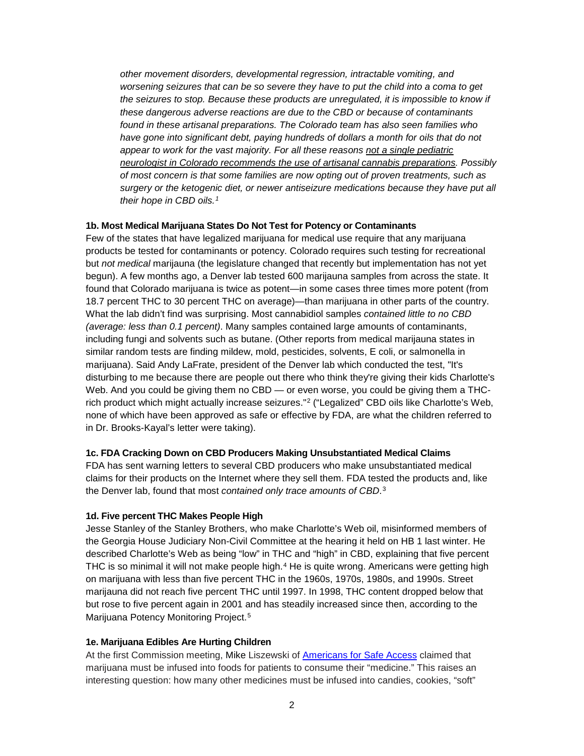*other movement disorders, developmental regression, intractable vomiting, and worsening seizures that can be so severe they have to put the child into a coma to get the seizures to stop. Because these products are unregulated, it is impossible to know if these dangerous adverse reactions are due to the CBD or because of contaminants found in these artisanal preparations. The Colorado team has also seen families who have gone into significant debt, paying hundreds of dollars a month for oils that do not appear to work for the vast majority. For all these reasons <u>not a single pediatric neurologist in Colorado recommends the use of artisanal cannabis preparations</u>. Possibly of most concern is that some families are now opting out of proven treatments, such as surgery or the ketogenic diet, or newer antiseizure medications because they have put all their hope in CBD oils.*[1]

**1b. Most Medical Marijuana States Do Not Test for Potency or Contaminants**

Few of the states that have legalized marijuana for medical use require that any marijuana products be tested for contaminants or potency. Colorado requires such testing for recreational but *not medical* marijauna (the legislature changed that recently but implementation has not yet begun). A few months ago, a Denver lab tested 600 marijauna samples from across the state. It found that Colorado marijuana is twice as potent—in some cases three times more potent (from 18.7 percent THC to 30 percent THC on average)—than marijuana in other parts of the country. What the lab didn't find was surprising. Most cannabidiol samples *contained little to no CBD (average: less than 0.1 percent)*. Many samples contained large amounts of contaminants, including fungi and solvents such as butane. (Other reports from medical marijauna states in similar random tests are finding mildew, mold, pesticides, solvents, E coli, or salmonella in marijuana). Said Andy LaFrate, president of the Denver lab which conducted the test, "It's disturbing to me because there are people out there who think they're giving their kids Charlotte's Web. And you could be giving them no CBD — or even worse, you could be giving them a THC-rich product which might actually increase seizures."[2] ("Legalized" CBD oils like Charlotte's Web, none of which have been approved as safe or effective by FDA, are what the children referred to in Dr. Brooks-Kayal's letter were taking).

**1c. FDA Cracking Down on CBD Producers Making Unsubstantiated Medical Claims**

FDA has sent warning letters to several CBD producers who make unsubstantiated medical claims for their products on the Internet where they sell them. FDA tested the products and, like the Denver lab, found that most *contained only trace amounts of CBD*.[3]

**1d. Five percent THC Makes People High**

Jesse Stanley of the Stanley Brothers, who make Charlotte's Web oil, misinformed members of the Georgia House Judiciary Non-Civil Committee at the hearing it held on HB 1 last winter. He described Charlotte's Web as being "low" in THC and "high" in CBD, explaining that five percent THC is so minimal it will not make people high.[4] He is quite wrong. Americans were getting high on marijuana with less than five percent THC in the 1960s, 1970s, 1980s, and 1990s. Street marijauna did not reach five percent THC until 1997. In 1998, THC content dropped below that but rose to five percent again in 2001 and has steadily increased since then, according to the Marijuana Potency Monitoring Project.[5]

**1e. Marijuana Edibles Are Hurting Children**

At the first Commission meeting, Mike Liszewski of [Americans for Safe Access]() claimed that marijuana must be infused into foods for patients to consume their "medicine." This raises an interesting question: how many other medicines must be infused into candies, cookies, "soft"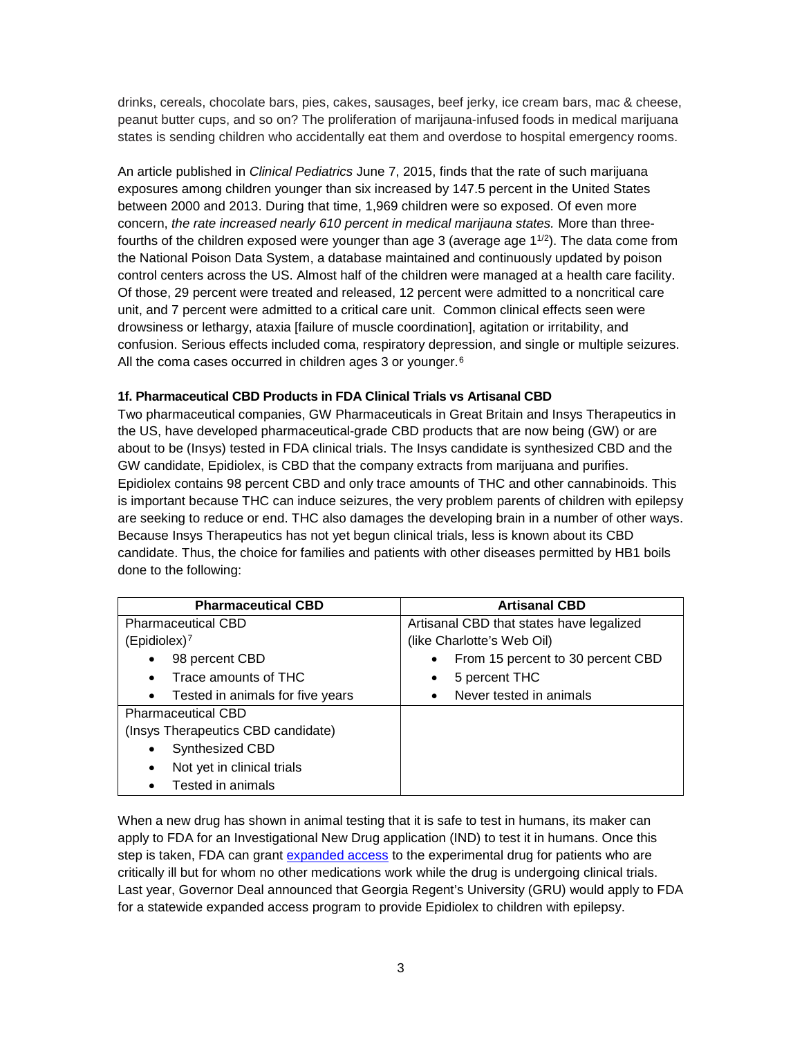drinks, cereals, chocolate bars, pies, cakes, sausages, beef jerky, ice cream bars, mac & cheese, peanut butter cups, and so on? The proliferation of marijuana-infused foods in medical marijuana states is sending children who accidentally eat them and overdose to hospital emergency rooms.

An article published in *Clinical Pediatrics* June 7, 2015, finds that the rate of such marijuana exposures among children younger than six increased by 147.5 percent in the United States between 2000 and 2013. During that time, 1,969 children were so exposed. Of even more concern, *the rate increased nearly 610 percent in medical marijauna states.* More than three-fourths of the children exposed were younger than age 3 (average age 1 1/2). The data come from the National Poison Data System, a database maintained and continuously updated by poison control centers across the US. Almost half of the children were managed at a health care facility. Of those, 29 percent were treated and released, 12 percent were admitted to a noncritical care unit, and 7 percent were admitted to a critical care unit. Common clinical effects seen were drowsiness or lethargy, ataxia [failure of muscle coordination], agitation or irritability, and confusion. Serious effects included coma, respiratory depression, and single or multiple seizures. All the coma cases occurred in children ages 3 or younger.[6]

**1f. Pharmaceutical CBD Products in FDA Clinical Trials vs Artisanal CBD**

Two pharmaceutical companies, GW Pharmaceuticals in Great Britain and Insys Therapeutics in the US, have developed pharmaceutical-grade CBD products that are now being (GW) or are about to be (Insys) tested in FDA clinical trials. The Insys candidate is synthesized CBD and the GW candidate, Epidiolex, is CBD that the company extracts from marijuana and purifies. Epidiolex contains 98 percent CBD and only trace amounts of THC and other cannabinoids. This is important because THC can induce seizures, the very problem parents of children with epilepsy are seeking to reduce or end. THC also damages the developing brain in a number of other ways. Because Insys Therapeutics has not yet begun clinical trials, less is known about its CBD candidate. Thus, the choice for families and patients with other diseases permitted by HB1 boils done to the following:

| Pharmaceutical CBD | Artisanal CBD |
|---|---|
| Pharmaceutical CBD (Epidiolex)[7]<br>• 98 percent CBD<br>• Trace amounts of THC<br>• Tested in animals for five years | Artisanal CBD that states have legalized (like Charlotte's Web Oil)<br>• From 15 percent to 30 percent CBD<br>• 5 percent THC<br>• Never tested in animals |
| Pharmaceutical CBD (Insys Therapeutics CBD candidate)<br>• Synthesized CBD<br>• Not yet in clinical trials<br>• Tested in animals | |

When a new drug has shown in animal testing that it is safe to test in humans, its maker can apply to FDA for an Investigational New Drug application (IND) to test it in humans. Once this step is taken, FDA can grant expanded access to the experimental drug for patients who are critically ill but for whom no other medications work while the drug is undergoing clinical trials. Last year, Governor Deal announced that Georgia Regent's University (GRU) would apply to FDA for a statewide expanded access program to provide Epidiolex to children with epilepsy.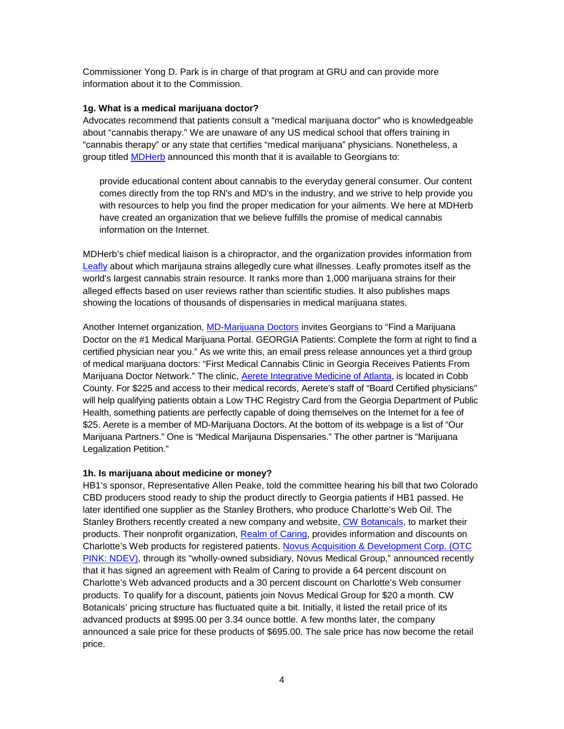Commissioner Yong D. Park is in charge of that program at GRU and can provide more information about it to the Commission.

**1g. What is a medical marijuana doctor?**

Advocates recommend that patients consult a "medical marijuana doctor" who is knowledgeable about "cannabis therapy." We are unaware of any US medical school that offers training in "cannabis therapy" or any state that certifies "medical marijuana" physicians. Nonetheless, a group titled MDHerb announced this month that it is available to Georgians to:

> provide educational content about cannabis to the everyday general consumer. Our content comes directly from the top RN's and MD's in the industry, and we strive to help provide you with resources to help you find the proper medication for your ailments. We here at MDHerb have created an organization that we believe fulfills the promise of medical cannabis information on the Internet.

MDHerb's chief medical liaison is a chiropractor, and the organization provides information from Leafly about which marijuana strains allegedly cure what illnesses. Leafly promotes itself as the world's largest cannabis strain resource. It ranks more than 1,000 marijuana strains for their alleged effects based on user reviews rather than scientific studies. It also publishes maps showing the locations of thousands of dispensaries in medical marijuana states.

Another Internet organization, MD-Marijuana Doctors invites Georgians to "Find a Marijuana Doctor on the #1 Medical Marijuana Portal. GEORGIA Patients: Complete the form at right to find a certified physician near you." As we write this, an email press release announces yet a third group of medical marijuana doctors: "First Medical Cannabis Clinic in Georgia Receives Patients From Marijuana Doctor Network." The clinic, Aerete Integrative Medicine of Atlanta, is located in Cobb County. For $225 and access to their medical records, Aerete's staff of "Board Certified physicians" will help qualifying patients obtain a Low THC Registry Card from the Georgia Department of Public Health, something patients are perfectly capable of doing themselves on the Internet for a fee of $25. Aerete is a member of MD-Marijuana Doctors. At the bottom of its webpage is a list of "Our Marijuana Partners." One is "Medical Marijauna Dispensaries." The other partner is "Marijuana Legalization Petition."

**1h. Is marijuana about medicine or money?**

HB1's sponsor, Representative Allen Peake, told the committee hearing his bill that two Colorado CBD producers stood ready to ship the product directly to Georgia patients if HB1 passed. He later identified one supplier as the Stanley Brothers, who produce Charlotte's Web Oil. The Stanley Brothers recently created a new company and website, CW Botanicals, to market their products. Their nonprofit organization, Realm of Caring, provides information and discounts on Charlotte's Web products for registered patients. Novus Acquisition & Development Corp. (OTC PINK: NDEV), through its "wholly-owned subsidiary, Novus Medical Group," announced recently that it has signed an agreement with Realm of Caring to provide a 64 percent discount on Charlotte's Web advanced products and a 30 percent discount on Charlotte's Web consumer products. To qualify for a discount, patients join Novus Medical Group for $20 a month. CW Botanicals' pricing structure has fluctuated quite a bit. Initially, it listed the retail price of its advanced products at $995.00 per 3.34 ounce bottle. A few months later, the company announced a sale price for these products of $695.00. The sale price has now become the retail price.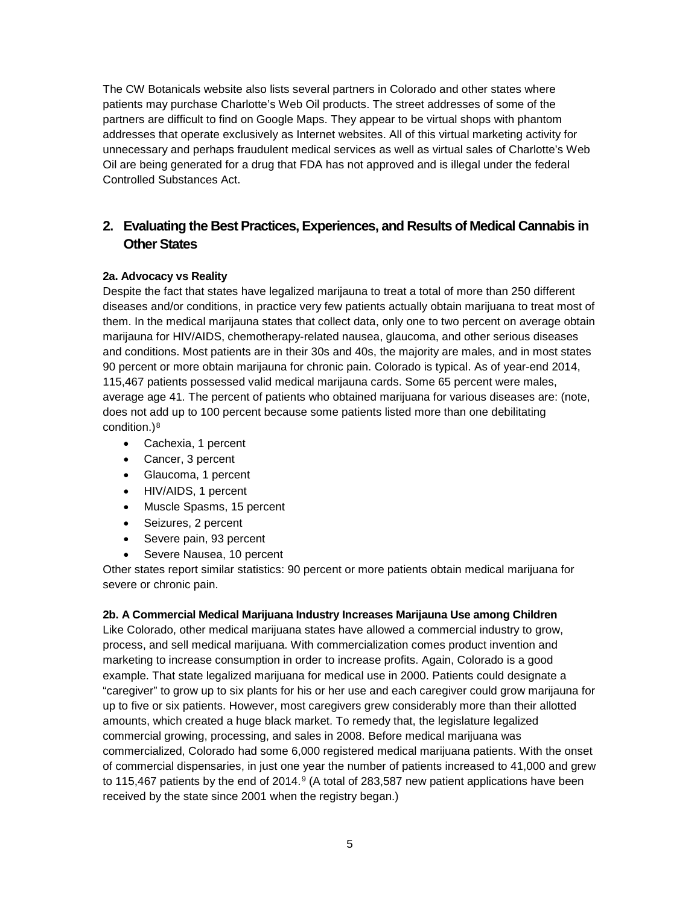The CW Botanicals website also lists several partners in Colorado and other states where patients may purchase Charlotte's Web Oil products. The street addresses of some of the partners are difficult to find on Google Maps. They appear to be virtual shops with phantom addresses that operate exclusively as Internet websites. All of this virtual marketing activity for unnecessary and perhaps fraudulent medical services as well as virtual sales of Charlotte's Web Oil are being generated for a drug that FDA has not approved and is illegal under the federal Controlled Substances Act.

## 2. Evaluating the Best Practices, Experiences, and Results of Medical Cannabis in Other States

#### 2a. Advocacy vs Reality

Despite the fact that states have legalized marijuana to treat a total of more than 250 different diseases and/or conditions, in practice very few patients actually obtain marijuana to treat most of them. In the medical marijuana states that collect data, only one to two percent on average obtain marijuana for HIV/AIDS, chemotherapy-related nausea, glaucoma, and other serious diseases and conditions. Most patients are in their 30s and 40s, the majority are males, and in most states 90 percent or more obtain marijuana for chronic pain. Colorado is typical. As of year-end 2014, 115,467 patients possessed valid medical marijuana cards. Some 65 percent were males, average age 41. The percent of patients who obtained marijuana for various diseases are: (note, does not add up to 100 percent because some patients listed more than one debilitating condition.)[8]

- Cachexia, 1 percent
- Cancer, 3 percent
- Glaucoma, 1 percent
- HIV/AIDS, 1 percent
- Muscle Spasms, 15 percent
- Seizures, 2 percent
- Severe pain, 93 percent
- Severe Nausea, 10 percent

Other states report similar statistics: 90 percent or more patients obtain medical marijuana for severe or chronic pain.

#### 2b. A Commercial Medical Marijuana Industry Increases Marijauna Use among Children

Like Colorado, other medical marijuana states have allowed a commercial industry to grow, process, and sell medical marijuana. With commercialization comes product invention and marketing to increase consumption in order to increase profits. Again, Colorado is a good example. That state legalized marijuana for medical use in 2000. Patients could designate a "caregiver" to grow up to six plants for his or her use and each caregiver could grow marijauna for up to five or six patients. However, most caregivers grew considerably more than their allotted amounts, which created a huge black market. To remedy that, the legislature legalized commercial growing, processing, and sales in 2008. Before medical marijuana was commercialized, Colorado had some 6,000 registered medical marijuana patients. With the onset of commercial dispensaries, in just one year the number of patients increased to 41,000 and grew to 115,467 patients by the end of 2014.[9] (A total of 283,587 new patient applications have been received by the state since 2001 when the registry began.)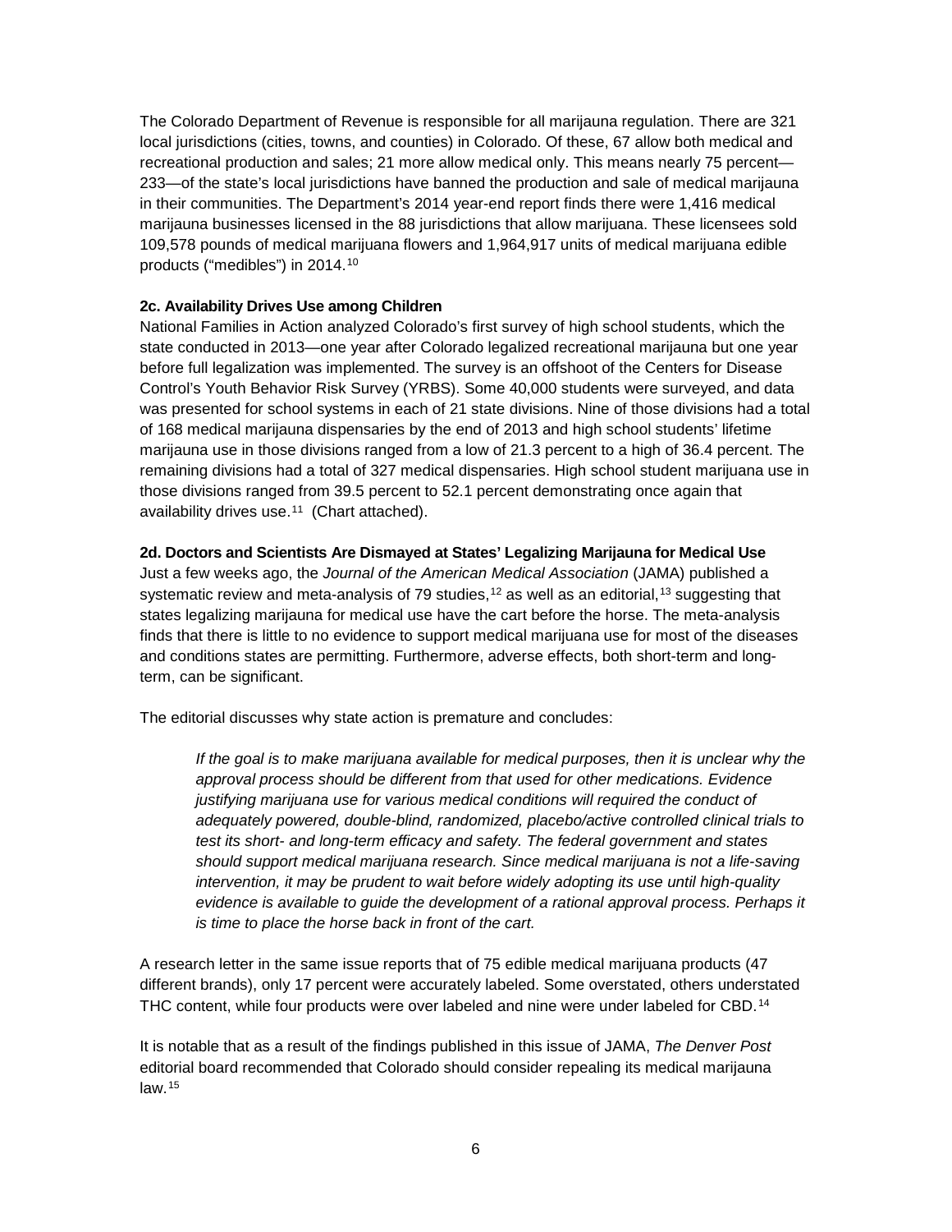The Colorado Department of Revenue is responsible for all marijuana regulation. There are 321 local jurisdictions (cities, towns, and counties) in Colorado. Of these, 67 allow both medical and recreational production and sales; 21 more allow medical only. This means nearly 75 percent—233—of the state's local jurisdictions have banned the production and sale of medical marijauna in their communities. The Department's 2014 year-end report finds there were 1,416 medical marijauna businesses licensed in the 88 jurisdictions that allow marijuana. These licensees sold 109,578 pounds of medical marijuana flowers and 1,964,917 units of medical marijuana edible products ("medibles") in 2014.[10]

**2c. Availability Drives Use among Children**

National Families in Action analyzed Colorado's first survey of high school students, which the state conducted in 2013—one year after Colorado legalized recreational marijuana but one year before full legalization was implemented. The survey is an offshoot of the Centers for Disease Control's Youth Behavior Risk Survey (YRBS). Some 40,000 students were surveyed, and data was presented for school systems in each of 21 state divisions. Nine of those divisions had a total of 168 medical marijuana dispensaries by the end of 2013 and high school students' lifetime marijauna use in those divisions ranged from a low of 21.3 percent to a high of 36.4 percent. The remaining divisions had a total of 327 medical dispensaries. High school student marijuana use in those divisions ranged from 39.5 percent to 52.1 percent demonstrating once again that availability drives use.[11] (Chart attached).

**2d. Doctors and Scientists Are Dismayed at States' Legalizing Marijuana for Medical Use**

Just a few weeks ago, the *Journal of the American Medical Association* (JAMA) published a systematic review and meta-analysis of 79 studies,[12] as well as an editorial,[13] suggesting that states legalizing marijuana for medical use have the cart before the horse. The meta-analysis finds that there is little to no evidence to support medical marijuana use for most of the diseases and conditions states are permitting. Furthermore, adverse effects, both short-term and long-term, can be significant.

The editorial discusses why state action is premature and concludes:

> *If the goal is to make marijuana available for medical purposes, then it is unclear why the approval process should be different from that used for other medications. Evidence justifying marijuana use for various medical conditions will required the conduct of adequately powered, double-blind, randomized, placebo/active controlled clinical trials to test its short- and long-term efficacy and safety. The federal government and states should support medical marijuana research. Since medical marijuana is not a life-saving intervention, it may be prudent to wait before widely adopting its use until high-quality evidence is available to guide the development of a rational approval process. Perhaps it is time to place the horse back in front of the cart.*

A research letter in the same issue reports that of 75 edible medical marijuana products (47 different brands), only 17 percent were accurately labeled. Some overstated, others understated THC content, while four products were over labeled and nine were under labeled for CBD.[14]

It is notable that as a result of the findings published in this issue of JAMA, *The Denver Post* editorial board recommended that Colorado should consider repealing its medical marijauna law.[15]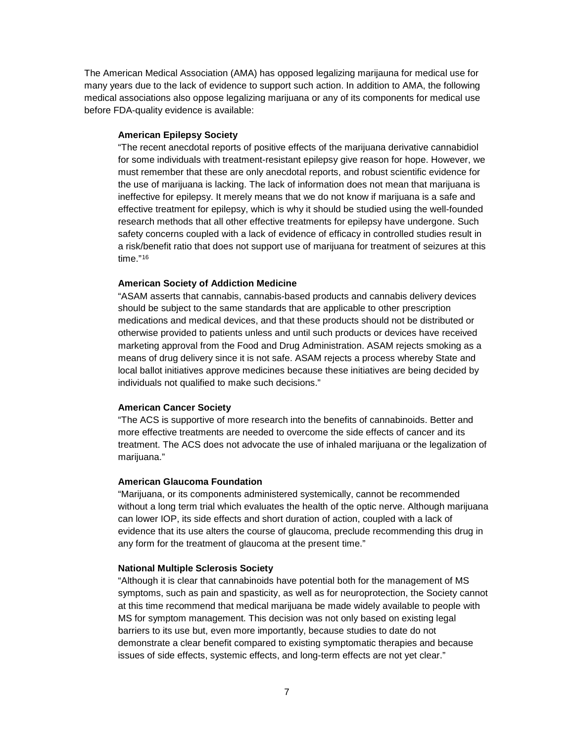The American Medical Association (AMA) has opposed legalizing marijauna for medical use for many years due to the lack of evidence to support such action. In addition to AMA, the following medical associations also oppose legalizing marijuana or any of its components for medical use before FDA-quality evidence is available:

**American Epilepsy Society**

"The recent anecdotal reports of positive effects of the marijuana derivative cannabidiol for some individuals with treatment-resistant epilepsy give reason for hope. However, we must remember that these are only anecdotal reports, and robust scientific evidence for the use of marijuana is lacking. The lack of information does not mean that marijuana is ineffective for epilepsy. It merely means that we do not know if marijuana is a safe and effective treatment for epilepsy, which is why it should be studied using the well-founded research methods that all other effective treatments for epilepsy have undergone. Such safety concerns coupled with a lack of evidence of efficacy in controlled studies result in a risk/benefit ratio that does not support use of marijuana for treatment of seizures at this time."[16]

**American Society of Addiction Medicine**

"ASAM asserts that cannabis, cannabis-based products and cannabis delivery devices should be subject to the same standards that are applicable to other prescription medications and medical devices, and that these products should not be distributed or otherwise provided to patients unless and until such products or devices have received marketing approval from the Food and Drug Administration. ASAM rejects smoking as a means of drug delivery since it is not safe. ASAM rejects a process whereby State and local ballot initiatives approve medicines because these initiatives are being decided by individuals not qualified to make such decisions."

**American Cancer Society**

"The ACS is supportive of more research into the benefits of cannabinoids. Better and more effective treatments are needed to overcome the side effects of cancer and its treatment. The ACS does not advocate the use of inhaled marijuana or the legalization of marijuana."

**American Glaucoma Foundation**

"Marijuana, or its components administered systemically, cannot be recommended without a long term trial which evaluates the health of the optic nerve. Although marijuana can lower IOP, its side effects and short duration of action, coupled with a lack of evidence that its use alters the course of glaucoma, preclude recommending this drug in any form for the treatment of glaucoma at the present time."

**National Multiple Sclerosis Society**

"Although it is clear that cannabinoids have potential both for the management of MS symptoms, such as pain and spasticity, as well as for neuroprotection, the Society cannot at this time recommend that medical marijuana be made widely available to people with MS for symptom management. This decision was not only based on existing legal barriers to its use but, even more importantly, because studies to date do not demonstrate a clear benefit compared to existing symptomatic therapies and because issues of side effects, systemic effects, and long-term effects are not yet clear."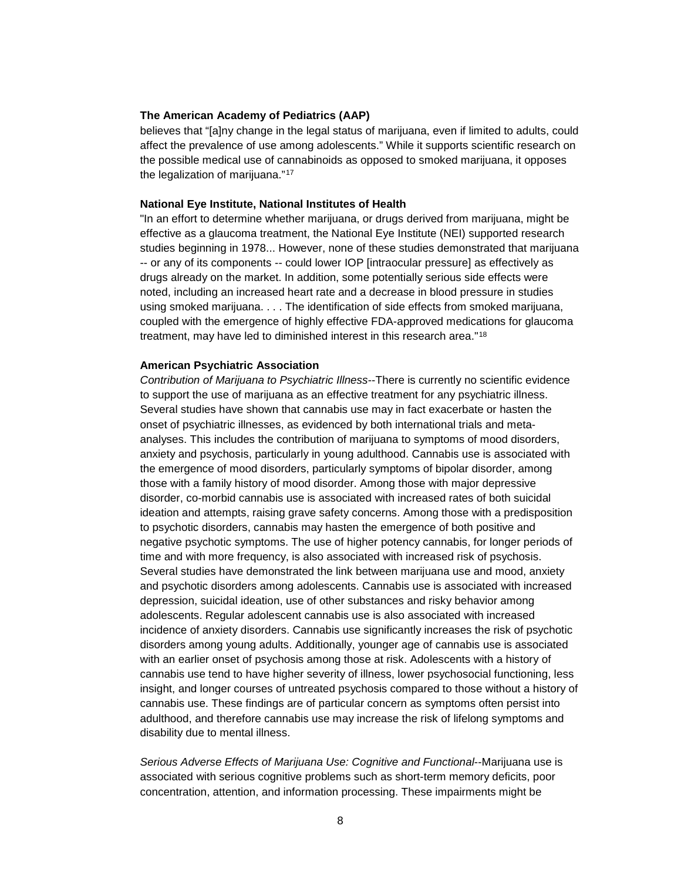**The American Academy of Pediatrics (AAP)**
believes that "[a]ny change in the legal status of marijuana, even if limited to adults, could affect the prevalence of use among adolescents." While it supports scientific research on the possible medical use of cannabinoids as opposed to smoked marijuana, it opposes the legalization of marijuana."[17]

**National Eye Institute, National Institutes of Health**
"In an effort to determine whether marijuana, or drugs derived from marijuana, might be effective as a glaucoma treatment, the National Eye Institute (NEI) supported research studies beginning in 1978... However, none of these studies demonstrated that marijuana -- or any of its components -- could lower IOP [intraocular pressure] as effectively as drugs already on the market. In addition, some potentially serious side effects were noted, including an increased heart rate and a decrease in blood pressure in studies using smoked marijuana. . . . The identification of side effects from smoked marijuana, coupled with the emergence of highly effective FDA-approved medications for glaucoma treatment, may have led to diminished interest in this research area."[18]

**American Psychiatric Association**
*Contribution of Marijuana to Psychiatric Illness*--There is currently no scientific evidence to support the use of marijuana as an effective treatment for any psychiatric illness. Several studies have shown that cannabis use may in fact exacerbate or hasten the onset of psychiatric illnesses, as evidenced by both international trials and meta-analyses. This includes the contribution of marijuana to symptoms of mood disorders, anxiety and psychosis, particularly in young adulthood. Cannabis use is associated with the emergence of mood disorders, particularly symptoms of bipolar disorder, among those with a family history of mood disorder. Among those with major depressive disorder, co-morbid cannabis use is associated with increased rates of both suicidal ideation and attempts, raising grave safety concerns. Among those with a predisposition to psychotic disorders, cannabis may hasten the emergence of both positive and negative psychotic symptoms. The use of higher potency cannabis, for longer periods of time and with more frequency, is also associated with increased risk of psychosis. Several studies have demonstrated the link between marijuana use and mood, anxiety and psychotic disorders among adolescents. Cannabis use is associated with increased depression, suicidal ideation, use of other substances and risky behavior among adolescents. Regular adolescent cannabis use is also associated with increased incidence of anxiety disorders. Cannabis use significantly increases the risk of psychotic disorders among young adults. Additionally, younger age of cannabis use is associated with an earlier onset of psychosis among those at risk. Adolescents with a history of cannabis use tend to have higher severity of illness, lower psychosocial functioning, less insight, and longer courses of untreated psychosis compared to those without a history of cannabis use. These findings are of particular concern as symptoms often persist into adulthood, and therefore cannabis use may increase the risk of lifelong symptoms and disability due to mental illness.

*Serious Adverse Effects of Marijuana Use: Cognitive and Functional*--Marijuana use is associated with serious cognitive problems such as short-term memory deficits, poor concentration, attention, and information processing. These impairments might be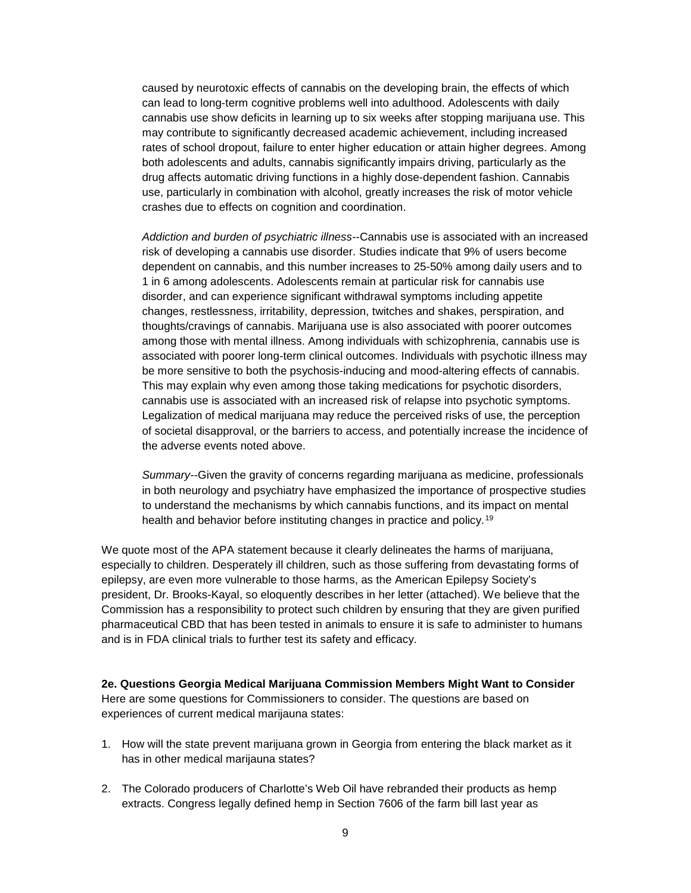> caused by neurotoxic effects of cannabis on the developing brain, the effects of which can lead to long-term cognitive problems well into adulthood. Adolescents with daily cannabis use show deficits in learning up to six weeks after stopping marijuana use. This may contribute to significantly decreased academic achievement, including increased rates of school dropout, failure to enter higher education or attain higher degrees. Among both adolescents and adults, cannabis significantly impairs driving, particularly as the drug affects automatic driving functions in a highly dose-dependent fashion. Cannabis use, particularly in combination with alcohol, greatly increases the risk of motor vehicle crashes due to effects on cognition and coordination.
>
> *Addiction and burden of psychiatric illness*--Cannabis use is associated with an increased risk of developing a cannabis use disorder. Studies indicate that 9% of users become dependent on cannabis, and this number increases to 25-50% among daily users and to 1 in 6 among adolescents. Adolescents remain at particular risk for cannabis use disorder, and can experience significant withdrawal symptoms including appetite changes, restlessness, irritability, depression, twitches and shakes, perspiration, and thoughts/cravings of cannabis. Marijuana use is also associated with poorer outcomes among those with mental illness. Among individuals with schizophrenia, cannabis use is associated with poorer long-term clinical outcomes. Individuals with psychotic illness may be more sensitive to both the psychosis-inducing and mood-altering effects of cannabis. This may explain why even among those taking medications for psychotic disorders, cannabis use is associated with an increased risk of relapse into psychotic symptoms. Legalization of medical marijuana may reduce the perceived risks of use, the perception of societal disapproval, or the barriers to access, and potentially increase the incidence of the adverse events noted above.
>
> *Summary*--Given the gravity of concerns regarding marijuana as medicine, professionals in both neurology and psychiatry have emphasized the importance of prospective studies to understand the mechanisms by which cannabis functions, and its impact on mental health and behavior before instituting changes in practice and policy.[19]

We quote most of the APA statement because it clearly delineates the harms of marijuana, especially to children. Desperately ill children, such as those suffering from devastating forms of epilepsy, are even more vulnerable to those harms, as the American Epilepsy Society's president, Dr. Brooks-Kayal, so eloquently describes in her letter (attached). We believe that the Commission has a responsibility to protect such children by ensuring that they are given purified pharmaceutical CBD that has been tested in animals to ensure it is safe to administer to humans and is in FDA clinical trials to further test its safety and efficacy.

**2e. Questions Georgia Medical Marijuana Commission Members Might Want to Consider**

Here are some questions for Commissioners to consider. The questions are based on experiences of current medical marijauna states:

1. How will the state prevent marijuana grown in Georgia from entering the black market as it has in other medical marijauna states?

2. The Colorado producers of Charlotte's Web Oil have rebranded their products as hemp extracts. Congress legally defined hemp in Section 7606 of the farm bill last year as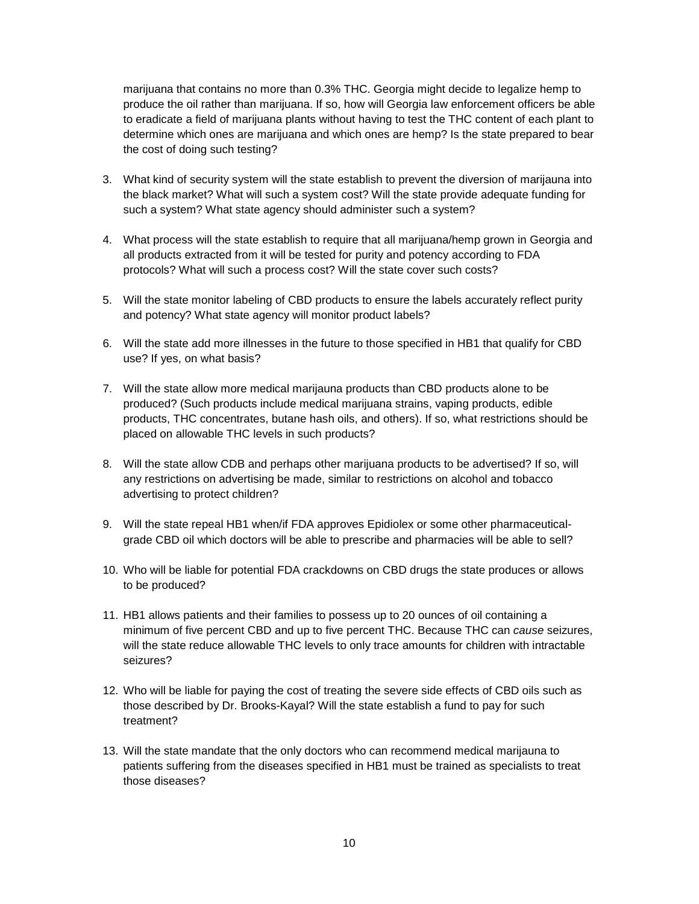marijuana that contains no more than 0.3% THC. Georgia might decide to legalize hemp to produce the oil rather than marijuana. If so, how will Georgia law enforcement officers be able to eradicate a field of marijuana plants without having to test the THC content of each plant to determine which ones are marijuana and which ones are hemp? Is the state prepared to bear the cost of doing such testing?

3. What kind of security system will the state establish to prevent the diversion of marijauna into the black market? What will such a system cost? Will the state provide adequate funding for such a system? What state agency should administer such a system?

4. What process will the state establish to require that all marijuana/hemp grown in Georgia and all products extracted from it will be tested for purity and potency according to FDA protocols? What will such a process cost? Will the state cover such costs?

5. Will the state monitor labeling of CBD products to ensure the labels accurately reflect purity and potency? What state agency will monitor product labels?

6. Will the state add more illnesses in the future to those specified in HB1 that qualify for CBD use? If yes, on what basis?

7. Will the state allow more medical marijauna products than CBD products alone to be produced? (Such products include medical marijuana strains, vaping products, edible products, THC concentrates, butane hash oils, and others). If so, what restrictions should be placed on allowable THC levels in such products?

8. Will the state allow CDB and perhaps other marijuana products to be advertised? If so, will any restrictions on advertising be made, similar to restrictions on alcohol and tobacco advertising to protect children?

9. Will the state repeal HB1 when/if FDA approves Epidiolex or some other pharmaceutical-grade CBD oil which doctors will be able to prescribe and pharmacies will be able to sell?

10. Who will be liable for potential FDA crackdowns on CBD drugs the state produces or allows to be produced?

11. HB1 allows patients and their families to possess up to 20 ounces of oil containing a minimum of five percent CBD and up to five percent THC. Because THC can *cause* seizures, will the state reduce allowable THC levels to only trace amounts for children with intractable seizures?

12. Who will be liable for paying the cost of treating the severe side effects of CBD oils such as those described by Dr. Brooks-Kayal? Will the state establish a fund to pay for such treatment?

13. Will the state mandate that the only doctors who can recommend medical marijauna to patients suffering from the diseases specified in HB1 must be trained as specialists to treat those diseases?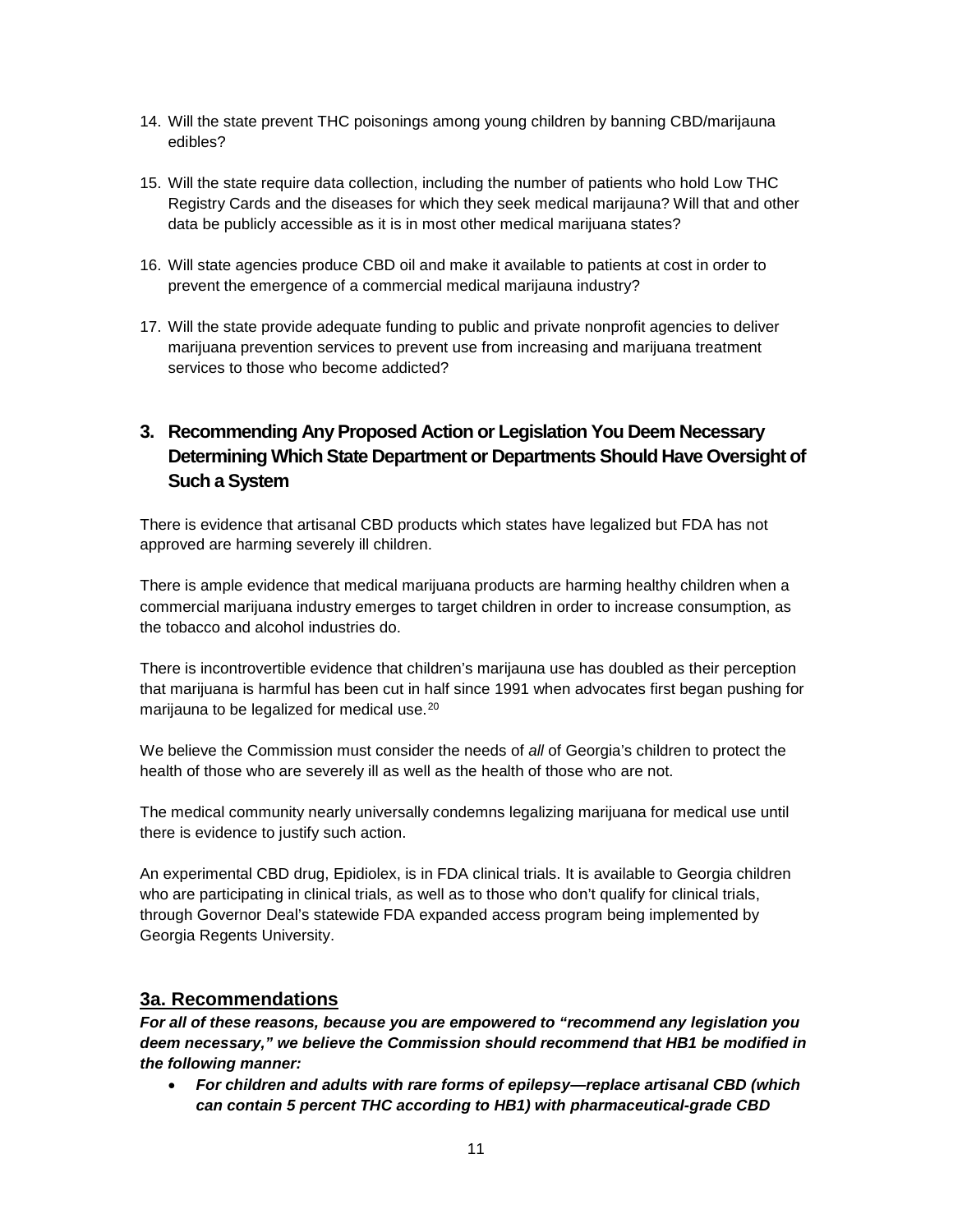14. Will the state prevent THC poisonings among young children by banning CBD/marijauna edibles?

15. Will the state require data collection, including the number of patients who hold Low THC Registry Cards and the diseases for which they seek medical marijauna? Will that and other data be publicly accessible as it is in most other medical marijauna states?

16. Will state agencies produce CBD oil and make it available to patients at cost in order to prevent the emergence of a commercial medical marijauna industry?

17. Will the state provide adequate funding to public and private nonprofit agencies to deliver marijuana prevention services to prevent use from increasing and marijuana treatment services to those who become addicted?

## 3. Recommending Any Proposed Action or Legislation You Deem Necessary Determining Which State Department or Departments Should Have Oversight of Such a System

There is evidence that artisanal CBD products which states have legalized but FDA has not approved are harming severely ill children.

There is ample evidence that medical marijuana products are harming healthy children when a commercial marijuana industry emerges to target children in order to increase consumption, as the tobacco and alcohol industries do.

There is incontrovertible evidence that children's marijauna use has doubled as their perception that marijuana is harmful has been cut in half since 1991 when advocates first began pushing for marijauna to be legalized for medical use.[20]

We believe the Commission must consider the needs of *all* of Georgia's children to protect the health of those who are severely ill as well as the health of those who are not.

The medical community nearly universally condemns legalizing marijuana for medical use until there is evidence to justify such action.

An experimental CBD drug, Epidiolex, is in FDA clinical trials. It is available to Georgia children who are participating in clinical trials, as well as to those who don't qualify for clinical trials, through Governor Deal's statewide FDA expanded access program being implemented by Georgia Regents University.

### <u>3a. Recommendations</u>

***For all of these reasons, because you are empowered to "recommend any legislation you deem necessary," we believe the Commission should recommend that HB1 be modified in the following manner:***

- ***For children and adults with rare forms of epilepsy—replace artisanal CBD (which can contain 5 percent THC according to HB1) with pharmaceutical-grade CBD***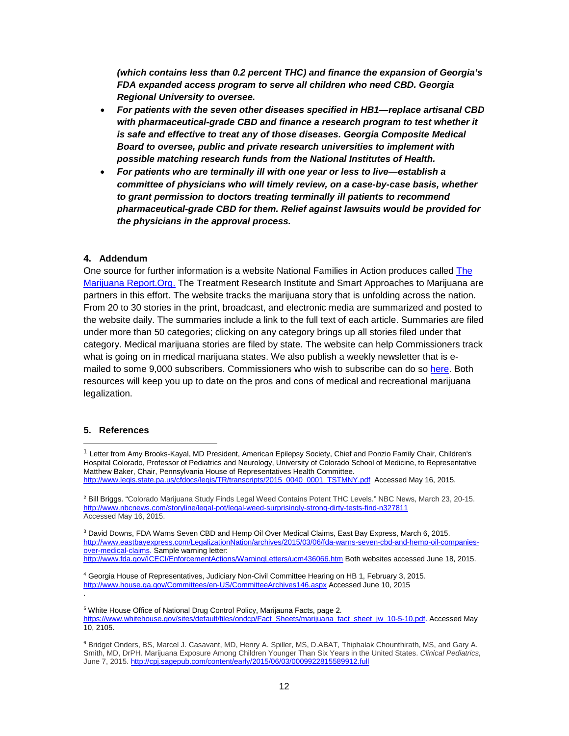***(which contains less than 0.2 percent THC) and finance the expansion of Georgia's FDA expanded access program to serve all children who need CBD. Georgia Regional University to oversee.***

- ***For patients with the seven other diseases specified in HB1—replace artisanal CBD with pharmaceutical-grade CBD and finance a research program to test whether it is safe and effective to treat any of those diseases. Georgia Composite Medical Board to oversee, public and private research universities to implement with possible matching research funds from the National Institutes of Health.***
- ***For patients who are terminally ill with one year or less to live—establish a committee of physicians who will timely review, on a case-by-case basis, whether to grant permission to doctors treating terminally ill patients to recommend pharmaceutical-grade CBD for them. Relief against lawsuits would be provided for the physicians in the approval process.***

## 4. Addendum

One source for further information is a website National Families in Action produces called The Marijuana Report.Org. The Treatment Research Institute and Smart Approaches to Marijuana are partners in this effort. The website tracks the marijuana story that is unfolding across the nation. From 20 to 30 stories in the print, broadcast, and electronic media are summarized and posted to the website daily. The summaries include a link to the full text of each article. Summaries are filed under more than 50 categories; clicking on any category brings up all stories filed under that category. Medical marijuana stories are filed by state. The website can help Commissioners track what is going on in medical marijuana states. We also publish a weekly newsletter that is e-mailed to some 9,000 subscribers. Commissioners who wish to subscribe can do so here. Both resources will keep you up to date on the pros and cons of medical and recreational marijuana legalization.

## 5. References

---

[1] Letter from Amy Brooks-Kayal, MD President, American Epilepsy Society, Chief and Ponzio Family Chair, Children's Hospital Colorado, Professor of Pediatrics and Neurology, University of Colorado School of Medicine, to Representative Matthew Baker, Chair, Pennsylvania House of Representatives Health Committee. http://www.legis.state.pa.us/cfdocs/legis/TR/transcripts/2015_0040_0001_TSTMNY.pdf Accessed May 16, 2015.

[2] Bill Briggs. "Colorado Marijuana Study Finds Legal Weed Contains Potent THC Levels." NBC News, March 23, 20-15. http://www.nbcnews.com/storyline/legal-pot/legal-weed-surprisingly-strong-dirty-tests-find-n327811 Accessed May 16, 2015.

[3] David Downs, FDA Warns Seven CBD and Hemp Oil Over Medical Claims, East Bay Express, March 6, 2015. http://www.eastbayexpress.com/LegalizationNation/archives/2015/03/06/fda-warns-seven-cbd-and-hemp-oil-companies-over-medical-claims. Sample warning letter: http://www.fda.gov/ICECI/EnforcementActions/WarningLetters/ucm436066.htm Both websites accessed June 18, 2015.

[4] Georgia House of Representatives, Judiciary Non-Civil Committee Hearing on HB 1, February 3, 2015. http://www.house.ga.gov/Committees/en-US/CommitteeArchives146.aspx Accessed June 10, 2015
.

[5] White House Office of National Drug Control Policy, Marijauna Facts, page 2. https://www.whitehouse.gov/sites/default/files/ondcp/Fact_Sheets/marijuana_fact_sheet_jw_10-5-10.pdf. Accessed May 10, 2105.

[6] Bridget Onders, BS, Marcel J. Casavant, MD, Henry A. Spiller, MS, D.ABAT, Thiphalak Chounthirath, MS, and Gary A. Smith, MD, DrPH. Marijuana Exposure Among Children Younger Than Six Years in the United States. *Clinical Pediatrics,* June 7, 2015. http://cpj.sagepub.com/content/early/2015/06/03/0009922815589912.full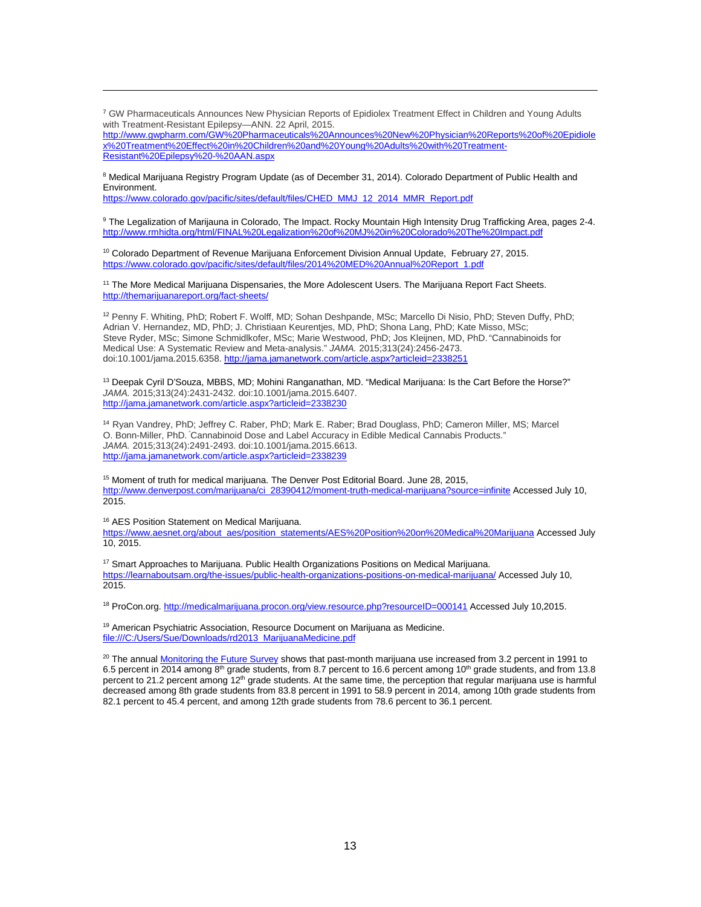[7] GW Pharmaceuticals Announces New Physician Reports of Epidiolex Treatment Effect in Children and Young Adults with Treatment-Resistant Epilepsy—ANN. 22 April, 2015.
http://www.gwpharm.com/GW%20Pharmaceuticals%20Announces%20New%20Physician%20Reports%20of%20Epidiolex%20Treatment%20Effect%20in%20Children%20and%20Young%20Adults%20with%20Treatment-Resistant%20Epilepsy%20-%20AAN.aspx

[8] Medical Marijuana Registry Program Update (as of December 31, 2014). Colorado Department of Public Health and Environment.
https://www.colorado.gov/pacific/sites/default/files/CHED_MMJ_12_2014_MMR_Report.pdf

[9] The Legalization of Marijauna in Colorado, The Impact. Rocky Mountain High Intensity Drug Trafficking Area, pages 2-4.
http://www.rmhidta.org/html/FINAL%20Legalization%20of%20MJ%20in%20Colorado%20The%20Impact.pdf

[10] Colorado Department of Revenue Marijuana Enforcement Division Annual Update, February 27, 2015.
https://www.colorado.gov/pacific/sites/default/files/2014%20MED%20Annual%20Report_1.pdf

[11] The More Medical Marijuana Dispensaries, the More Adolescent Users. The Marijuana Report Fact Sheets.
http://themarijuanareport.org/fact-sheets/

[12] Penny F. Whiting, PhD; Robert F. Wolff, MD; Sohan Deshpande, MSc; Marcello Di Nisio, PhD; Steven Duffy, PhD; Adrian V. Hernandez, MD, PhD; J. Christiaan Keurentjes, MD, PhD; Shona Lang, PhD; Kate Misso, MSc; Steve Ryder, MSc; Simone Schmidlkofer, MSc; Marie Westwood, PhD; Jos Kleijnen, MD, PhD. "Cannabinoids for Medical Use: A Systematic Review and Meta-analysis." *JAMA.* 2015;313(24):2456-2473. doi:10.1001/jama.2015.6358. http://jama.jamanetwork.com/article.aspx?articleid=2338251

[13] Deepak Cyril D'Souza, MBBS, MD; Mohini Ranganathan, MD. "Medical Marijuana: Is the Cart Before the Horse?" *JAMA.* 2015;313(24):2431-2432. doi:10.1001/jama.2015.6407.
http://jama.jamanetwork.com/article.aspx?articleid=2338230

[14] Ryan Vandrey, PhD; Jeffrey C. Raber, PhD; Mark E. Raber; Brad Douglass, PhD; Cameron Miller, MS; Marcel O. Bonn-Miller, PhD. "Cannabinoid Dose and Label Accuracy in Edible Medical Cannabis Products." *JAMA.* 2015;313(24):2491-2493. doi:10.1001/jama.2015.6613.
http://jama.jamanetwork.com/article.aspx?articleid=2338239

[15] Moment of truth for medical marijuana. The Denver Post Editorial Board. June 28, 2015, http://www.denverpost.com/marijuana/ci_28390412/moment-truth-medical-marijuana?source=infinite Accessed July 10, 2015.

[16] AES Position Statement on Medical Marijuana.
https://www.aesnet.org/about_aes/position_statements/AES%20Position%20on%20Medical%20Marijuana Accessed July 10, 2015.

[17] Smart Approaches to Marijuana. Public Health Organizations Positions on Medical Marijuana.
https://learnaboutsam.org/the-issues/public-health-organizations-positions-on-medical-marijuana/ Accessed July 10, 2015.

[18] ProCon.org. http://medicalmarijuana.procon.org/view.resource.php?resourceID=000141 Accessed July 10,2015.

[19] American Psychiatric Association, Resource Document on Marijuana as Medicine.
file:///C:/Users/Sue/Downloads/rd2013_MarijuanaMedicine.pdf

[20] The annual Monitoring the Future Survey shows that past-month marijuana use increased from 3.2 percent in 1991 to 6.5 percent in 2014 among 8th grade students, from 8.7 percent to 16.6 percent among 10th grade students, and from 13.8 percent to 21.2 percent among 12th grade students. At the same time, the perception that regular marijuana use is harmful decreased among 8th grade students from 83.8 percent in 1991 to 58.9 percent in 2014, among 10th grade students from 82.1 percent to 45.4 percent, and among 12th grade students from 78.6 percent to 36.1 percent.